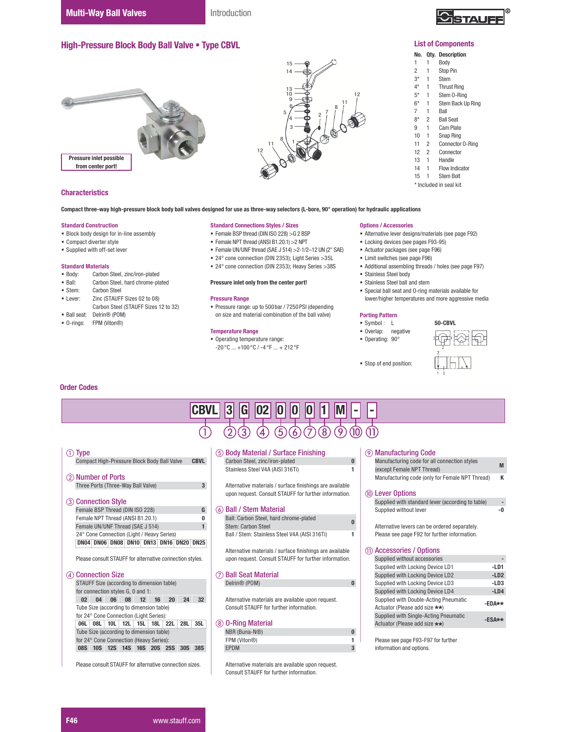## High-Pressure Block Body Ball Valve ▪ Type CBVL

Pressure inlet possible from center port!

### List of Components

| No. | Qty. | Description |
|---|---|---|
| 1 | 1 | Body |
| 2 | 1 | Stop Pin |
| 3* | 1 | Stem |
| 4* | 1 | Thrust Ring |
| 5* | 1 | Stem O-Ring |
| 6* | 1 | Stem Back Up Ring |
| 7 | 1 | Ball |
| 8* | 2 | Ball Seat |
| 9 | 1 | Cam Plate |
| 10 | 1 | Snap Ring |
| 11 | 2 | Connector O-Ring |
| 12 | 2 | Connector |
| 13 | 1 | Handle |
| 14 | 1 | Flow Indicator |
| 15 | 1 | Stem Bolt |

\* Included in seal kit

### Characteristics

**Compact three-way high-pressure block body ball valves designed for use as three-way selectors (L-bore, 90° operation) for hydraulic applications**

#### Standard Construction
- Block body design for in-line assembly
- Compact diverter style
- Supplied with off-set lever

#### Standard Materials
- Body: Carbon Steel, zinc/iron-plated
- Ball: Carbon Steel, hard chrome-plated
- Stem: Carbon Steel
- Lever: Zinc (STAUFF Sizes 02 to 08) Carbon Steel (STAUFF Sizes 12 to 32)
- Ball seat: Delrin® (POM)
- O-rings: FPM (Viton®)

#### Standard Connections Styles / Sizes
- Female BSP thread (DIN ISO 228) >G 2 BSP
- Female NPT thread (ANSI B1.20.1) >2 NPT
- Female UN/UNF thread (SAE J 514) >2-1/2–12 UN (2" SAE)
- 24° cone connection (DIN 2353); Light Series >35L
- 24° cone connection (DIN 2353); Heavy Series >38S

**Pressure inlet only from the center port!**

#### Pressure Range
- Pressure range: up to 500 bar / 7250 PSI (depending on size and material combination of the ball valve)

#### Temperature Range
- Operating temperature range: -20 °C ... +100 °C / -4 °F ... + 212 °F

#### Options / Accessories
- Alternative lever designs/materials (see page F92)
- Locking devices (see pages F93-95)
- Actuator packages (see page F96)
- Limit switches (see page F96)
- Additional assembling threads / holes (see page F97)
- Stainless Steel body
- Stainless Steel ball and stem
- Special ball seat and O-ring materials available for lower/higher temperatures and more aggressive media

#### Porting Pattern
- Symbol : L
- Overlap: negative
- Operating: 90°
- Stop of end position:

50-CBVL

### Order Codes

| CBVL | 3 | G | 02 | 0 | 0 | 0 | 1 | M | - | - |
|---|---|---|---|---|---|---|---|---|---|---|
| ① | ② | ③ | ④ | ⑤ | ⑥ | ⑦ | ⑧ | ⑨ | ⑩ | ⑪ |

#### ① Type

| | |
|---|---|
| Compact High-Pressure Block Body Ball Valve | CBVL |

#### ② Number of Ports

| | |
|---|---|
| Three Ports (Three-Way Ball Valve) | 3 |

#### ③ Connection Style

| | |
|---|---|
| Female BSP Thread (DIN ISO 228) | G |
| Female NPT Thread (ANSI B1.20.1) | 0 |
| Female UN/UNF Thread (SAE J 514) | 1 |
| 24° Cone Connection (Light / Heavy Series) | DN04 DN06 DN08 DN10 DN13 DN16 DN20 DN25 |

Please consult STAUFF for alternative connection styles.

#### ④ Connection Size

STAUFF Size (according to dimension table) for connection styles G, 0 and 1:

| 02 | 04 | 06 | 08 | 12 | 16 | 20 | 24 | 32 |
|---|---|---|---|---|---|---|---|---|

Tube Size (according to dimension table) for 24° Cone Connection (Light Series):

| 06L | 08L | 10L | 12L | 15L | 18L | 22L | 28L | 35L |
|---|---|---|---|---|---|---|---|---|

Tube Size (according to dimension table) for 24° Cone Connection (Heavy Series):

| 08S | 10S | 12S | 14S | 16S | 20S | 25S | 30S | 38S |
|---|---|---|---|---|---|---|---|---|

Please consult STAUFF for alternative connection sizes.

#### ⑤ Body Material / Surface Finishing

| | |
|---|---|
| Carbon Steel, zinc/iron-plated | 0 |
| Stainless Steel V4A (AISI 316Ti) | 1 |

Alternative materials / surface finishings are available upon request. Consult STAUFF for further information.

#### ⑥ Ball / Stem Material

| | |
|---|---|
| Ball: Carbon Steel, hard chrome-plated Stem: Carbon Steel | 0 |
| Ball / Stem: Stainless Steel V4A (AISI 316Ti) | 1 |

Alternative materials / surface finishings are available upon request. Consult STAUFF for further information.

#### ⑦ Ball Seat Material

| | |
|---|---|
| Delrin® (POM) | 0 |

Alternative materials are available upon request. Consult STAUFF for further information.

#### ⑧ O-Ring Material

| | |
|---|---|
| NBR (Buna-N®) | 0 |
| FPM (Viton®) | 1 |
| EPDM | 3 |

Alternative materials are available upon request. Consult STAUFF for further information.

#### ⑨ Manufacturing Code

| | |
|---|---|
| Manufacturing code for all connection styles (except Female NPT Thread) | M |
| Manufacturing code (only for Female NPT Thread) | K |

#### ⑩ Lever Options

| | |
|---|---|
| Supplied with standard lever (according to table) | - |
| Supplied without lever | -0 |

Alternative levers can be ordered separately. Please see page F92 for further information.

#### ⑪ Accessories / Options

| | |
|---|---|
| Supplied without accessories | - |
| Supplied with Locking Device LD1 | -LD1 |
| Supplied with Locking Device LD2 | -LD2 |
| Supplied with Locking Device LD3 | -LD3 |
| Supplied with Locking Device LD4 | -LD4 |
| Supplied with Double-Acting Pneumatic Actuator (Please add size ★★) | -EDA★★ |
| Supplied with Single-Acting Pneumatic Actuator (Please add size ★★) | -ESA★★ |

Please see page F93-F97 for further information and options.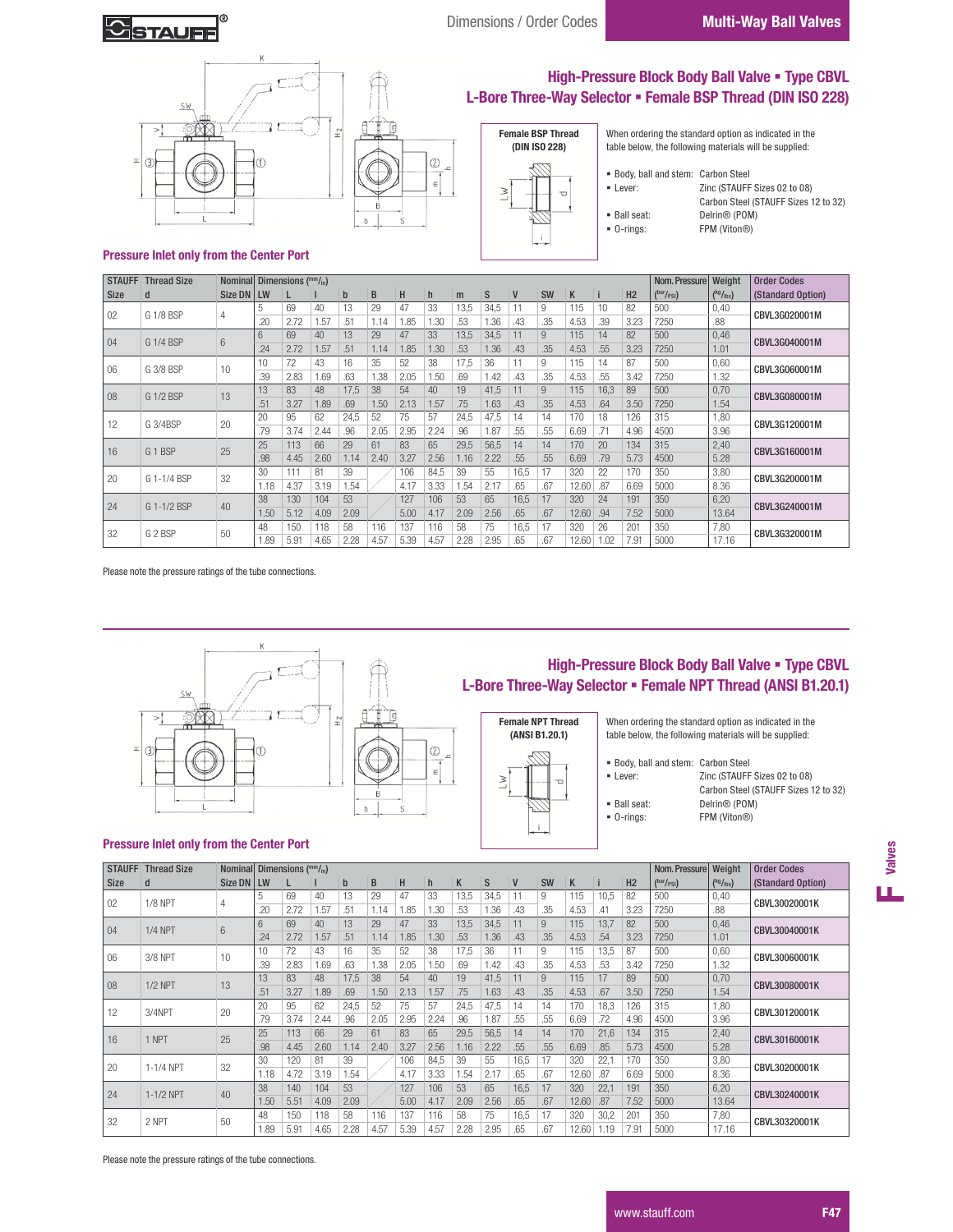## High-Pressure Block Body Ball Valve ▪ Type CBVL
## L-Bore Three-Way Selector ▪ Female BSP Thread (DIN ISO 228)

**Female BSP Thread (DIN ISO 228)**

When ordering the standard option as indicated in the table below, the following materials will be supplied:

- Body, ball and stem: Carbon Steel
- Lever: Zinc (STAUFF Sizes 02 to 08) Carbon Steel (STAUFF Sizes 12 to 32)
- Ball seat: Delrin® (POM)
- O-rings: FPM (Viton®)

**Pressure Inlet only from the Center Port**

| STAUFF Size | Thread Size d | Nominal Size DN | LW | L | l | b | B | H | h | m | S | V | SW | K | i | H2 | Nom. Pressure (bar/PSI) | Weight (kg/lbs) | Order Codes (Standard Option) |
|---|---|---|---|---|---|---|---|---|---|---|---|---|---|---|---|---|---|---|---|
| 02 | G 1/8 BSP | 4 | 5 | 69 | 40 | 13 | 29 | 47 | 33 | 13,5 | 34,5 | 11 | 9 | 115 | 10 | 82 | 500 | 0,40 | CBVL3G020001M |
| | | | .20 | 2.72 | 1.57 | .51 | 1.14 | 1.85 | 1.30 | .53 | 1.36 | .43 | .35 | 4.53 | .39 | 3.23 | 7250 | .88 | |
| 04 | G 1/4 BSP | 6 | 6 | 69 | 40 | 13 | 29 | 47 | 33 | 13,5 | 34,5 | 11 | 9 | 115 | 14 | 82 | 500 | 0,46 | CBVL3G040001M |
| | | | .24 | 2.72 | 1.57 | .51 | 1.14 | 1.85 | 1.30 | .53 | 1.36 | .43 | .35 | 4.53 | .55 | 3.23 | 7250 | 1.01 | |
| 06 | G 3/8 BSP | 10 | 10 | 72 | 43 | 16 | 35 | 52 | 38 | 17,5 | 36 | 11 | 9 | 115 | 14 | 87 | 500 | 0,60 | CBVL3G060001M |
| | | | .39 | 2.83 | 1.69 | .63 | 1.38 | 2.05 | 1.50 | .69 | 1.42 | .43 | .35 | 4.53 | .55 | 3.42 | 7250 | 1.32 | |
| 08 | G 1/2 BSP | 13 | 13 | 83 | 48 | 17,5 | 38 | 54 | 40 | 19 | 41,5 | 11 | 9 | 115 | 16,3 | 89 | 500 | 0,70 | CBVL3G080001M |
| | | | .51 | 3.27 | 1.89 | .69 | 1.50 | 2.13 | 1.57 | .75 | 1.63 | .43 | .35 | 4.53 | .64 | 3.50 | 7250 | 1.54 | |
| 12 | G 3/4BSP | 20 | 20 | 95 | 62 | 24,5 | 52 | 75 | 57 | 24,5 | 47,5 | 14 | 14 | 170 | 18 | 126 | 315 | 1,80 | CBVL3G120001M |
| | | | .79 | 3.74 | 2.44 | .96 | 2.05 | 2.95 | 2.24 | .96 | 1.87 | .55 | .55 | 6.69 | .71 | 4.96 | 4500 | 3.96 | |
| 16 | G 1 BSP | 25 | 25 | 113 | 66 | 29 | 61 | 83 | 65 | 29,5 | 56,5 | 14 | 14 | 170 | 20 | 134 | 315 | 2,40 | CBVL3G160001M |
| | | | .98 | 4.45 | 2.60 | 1.14 | 2.40 | 3.27 | 2.56 | 1.16 | 2.22 | .55 | .55 | 6.69 | .79 | 5.73 | 4500 | 5.28 | |
| 20 | G 1-1/4 BSP | 32 | 30 | 111 | 81 | 39 | | 106 | 84,5 | 39 | 55 | 16,5 | 17 | 320 | 22 | 170 | 350 | 3,80 | CBVL3G200001M |
| | | | 1.18 | 4.37 | 3.19 | 1.54 | | 4.17 | 3.33 | 1.54 | 2.17 | .65 | .67 | 12.60 | .87 | 6.69 | 5000 | 8.36 | |
| 24 | G 1-1/2 BSP | 40 | 38 | 130 | 104 | 53 | | 127 | 106 | 53 | 65 | 16,5 | 17 | 320 | 24 | 191 | 350 | 6,20 | CBVL3G240001M |
| | | | 1.50 | 5.12 | 4.09 | 2.09 | | 5.00 | 4.17 | 2.09 | 2.56 | .65 | .67 | 12.60 | .94 | 7.52 | 5000 | 13.64 | |
| 32 | G 2 BSP | 50 | 48 | 150 | 118 | 58 | 116 | 137 | 116 | 58 | 75 | 16,5 | 17 | 320 | 26 | 201 | 350 | 7,80 | CBVL3G320001M |
| | | | 1.89 | 5.91 | 4.65 | 2.28 | 4.57 | 5.39 | 4.57 | 2.28 | 2.95 | .65 | .67 | 12.60 | 1.02 | 7.91 | 5000 | 17.16 | |

Please note the pressure ratings of the tube connections.

## High-Pressure Block Body Ball Valve ▪ Type CBVL
## L-Bore Three-Way Selector ▪ Female NPT Thread (ANSI B1.20.1)

**Female NPT Thread (ANSI B1.20.1)**

When ordering the standard option as indicated in the table below, the following materials will be supplied:

- Body, ball and stem: Carbon Steel
- Lever: Zinc (STAUFF Sizes 02 to 08) Carbon Steel (STAUFF Sizes 12 to 32)
- Ball seat: Delrin® (POM)
- O-rings: FPM (Viton®)

**Pressure Inlet only from the Center Port**

| STAUFF Size | Thread Size d | Nominal Size DN | LW | L | l | b | B | H | h | K | S | V | SW | K | i | H2 | Nom. Pressure (bar/PSI) | Weight (kg/lbs) | Order Codes (Standard Option) |
|---|---|---|---|---|---|---|---|---|---|---|---|---|---|---|---|---|---|---|---|
| 02 | 1/8 NPT | 4 | 5 | 69 | 40 | 13 | 29 | 47 | 33 | 13,5 | 34,5 | 11 | 9 | 115 | 10,5 | 82 | 500 | 0,40 | CBVL30020001K |
| | | | .20 | 2.72 | 1.57 | .51 | 1.14 | 1.85 | 1.30 | .53 | 1.36 | .43 | .35 | 4.53 | .41 | 3.23 | 7250 | .88 | |
| 04 | 1/4 NPT | 6 | 6 | 69 | 40 | 13 | 29 | 47 | 33 | 13,5 | 34,5 | 11 | 9 | 115 | 13,7 | 82 | 500 | 0,46 | CBVL30040001K |
| | | | .24 | 2.72 | 1.57 | .51 | 1.14 | 1.85 | 1.30 | .53 | 1.36 | .43 | .35 | 4.53 | .54 | 3.23 | 7250 | 1.01 | |
| 06 | 3/8 NPT | 10 | 10 | 72 | 43 | 16 | 35 | 52 | 38 | 17,5 | 36 | 11 | 9 | 115 | 13,5 | 87 | 500 | 0,60 | CBVL30060001K |
| | | | .39 | 2.83 | 1.69 | .63 | 1.38 | 2.05 | 1.50 | .69 | 1.42 | .43 | .35 | 4.53 | .53 | 3.42 | 7250 | 1.32 | |
| 08 | 1/2 NPT | 13 | 13 | 83 | 48 | 17,5 | 38 | 54 | 40 | 19 | 41,5 | 11 | 9 | 115 | 17 | 89 | 500 | 0,70 | CBVL30080001K |
| | | | .51 | 3.27 | 1.89 | .69 | 1.50 | 2.13 | 1.57 | .75 | 1.63 | .43 | .35 | 4.53 | .67 | 3.50 | 7250 | 1.54 | |
| 12 | 3/4NPT | 20 | 20 | 95 | 62 | 24,5 | 52 | 75 | 57 | 24,5 | 47,5 | 14 | 14 | 170 | 18,3 | 126 | 315 | 1,80 | CBVL30120001K |
| | | | .79 | 3.74 | 2.44 | .96 | 2.05 | 2.95 | 2.24 | .96 | 1.87 | .55 | .55 | 6.69 | .72 | 4.96 | 4500 | 3.96 | |
| 16 | 1 NPT | 25 | 25 | 113 | 66 | 29 | 61 | 83 | 65 | 29,5 | 56,5 | 14 | 14 | 170 | 21,6 | 134 | 315 | 2,40 | CBVL30160001K |
| | | | .98 | 4.45 | 2.60 | 1.14 | 2.40 | 3.27 | 2.56 | 1.16 | 2.22 | .55 | .55 | 6.69 | .85 | 5.73 | 4500 | 5.28 | |
| 20 | 1-1/4 NPT | 32 | 30 | 120 | 81 | 39 | | 106 | 84,5 | 39 | 55 | 16,5 | 17 | 320 | 22,1 | 170 | 350 | 3,80 | CBVL30200001K |
| | | | 1.18 | 4.72 | 3.19 | 1.54 | | 4.17 | 3.33 | 1.54 | 2.17 | .65 | .67 | 12.60 | .87 | 6.69 | 5000 | 8.36 | |
| 24 | 1-1/2 NPT | 40 | 38 | 140 | 104 | 53 | | 127 | 106 | 53 | 65 | 16,5 | 17 | 320 | 22,1 | 191 | 350 | 6,20 | CBVL30240001K |
| | | | 1.50 | 5.51 | 4.09 | 2.09 | | 5.00 | 4.17 | 2.09 | 2.56 | .65 | .67 | 12.60 | .87 | 7.52 | 5000 | 13.64 | |
| 32 | 2 NPT | 50 | 48 | 150 | 118 | 58 | 116 | 137 | 116 | 58 | 75 | 16,5 | 17 | 320 | 30,2 | 201 | 350 | 7,80 | CBVL30320001K |
| | | | 1.89 | 5.91 | 4.65 | 2.28 | 4.57 | 5.39 | 4.57 | 2.28 | 2.95 | .65 | .67 | 12.60 | 1.19 | 7.91 | 5000 | 17.16 | |

Please note the pressure ratings of the tube connections.